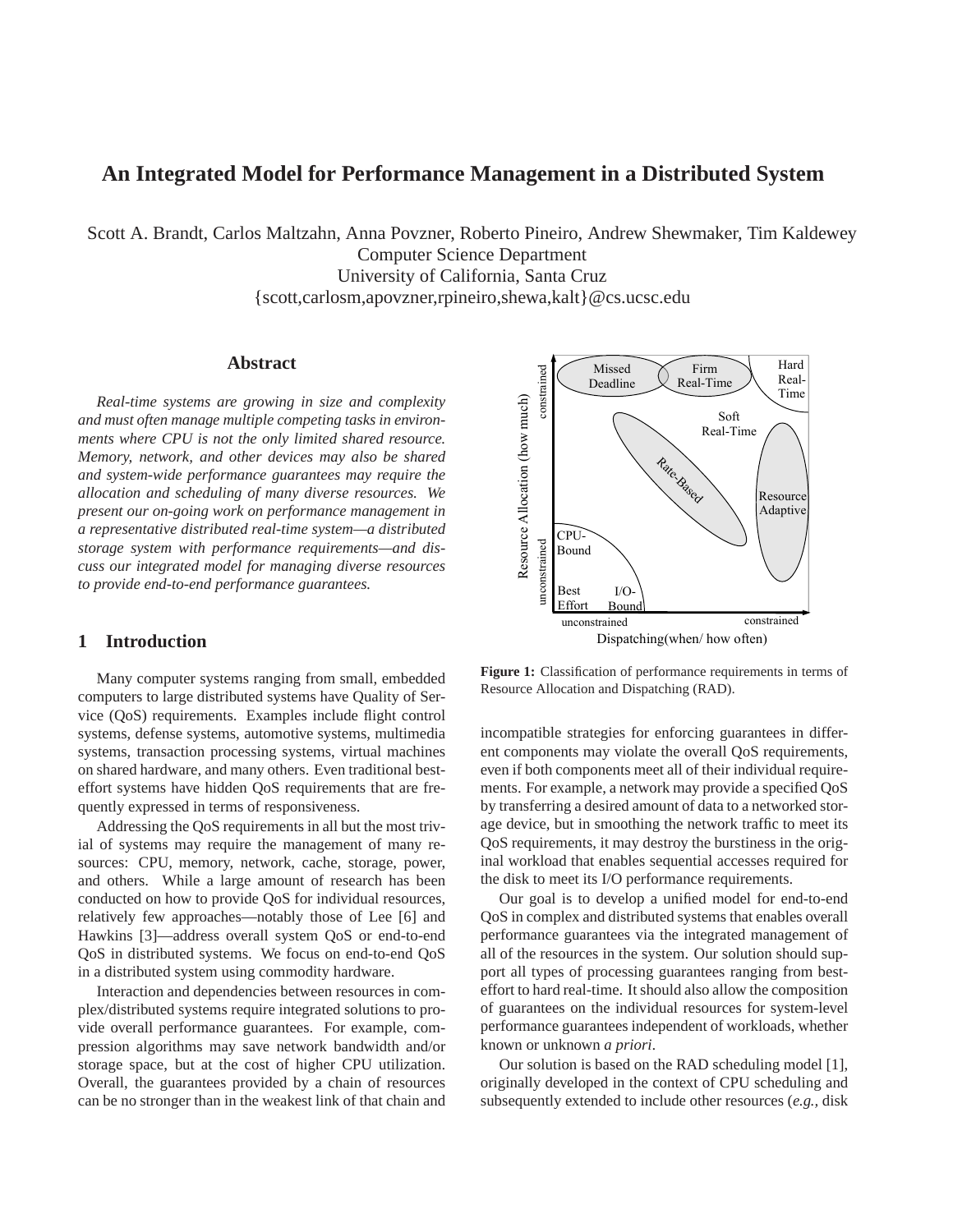／
# An Integrated Model for Performance Management in a Distributed System

Scott A. Brandt, Carlos Maltzahn, Anna Povzner, Roberto Pineiro, Andrew Shewmaker, Tim Kaldewey
Computer Science Department
University of California, Santa Cruz
{scott,carlosm,apovzner,rpineiro,shewa,kalt}@cs.ucsc.edu

## Abstract

*Real-time systems are growing in size and complexity and must often manage multiple competing tasks in environments where CPU is not the only limited shared resource. Memory, network, and other devices may also be shared and system-wide performance guarantees may require the allocation and scheduling of many diverse resources. We present our on-going work on performance management in a representative distributed real-time system—a distributed storage system with performance requirements—and discuss our integrated model for managing diverse resources to provide end-to-end performance guarantees.*

## 1 Introduction

Many computer systems ranging from small, embedded computers to large distributed systems have Quality of Service (QoS) requirements. Examples include flight control systems, defense systems, automotive systems, multimedia systems, transaction processing systems, virtual machines on shared hardware, and many others. Even traditional best-effort systems have hidden QoS requirements that are frequently expressed in terms of responsiveness.

Addressing the QoS requirements in all but the most trivial of systems may require the management of many resources: CPU, memory, network, cache, storage, power, and others. While a large amount of research has been conducted on how to provide QoS for individual resources, relatively few approaches—notably those of Lee [6] and Hawkins [3]—address overall system QoS or end-to-end QoS in distributed systems. We focus on end-to-end QoS in a distributed system using commodity hardware.

Interaction and dependencies between resources in complex/distributed systems require integrated solutions to provide overall performance guarantees. For example, compression algorithms may save network bandwidth and/or storage space, but at the cost of higher CPU utilization. Overall, the guarantees provided by a chain of resources can be no stronger than in the weakest link of that chain and incompatible strategies for enforcing guarantees in different components may violate the overall QoS requirements, even if both components meet all of their individual requirements. For example, a network may provide a specified QoS by transferring a desired amount of data to a networked storage device, but in smoothing the network traffic to meet its QoS requirements, it may destroy the burstiness in the original workload that enables sequential accesses required for the disk to meet its I/O performance requirements.

Our goal is to develop a unified model for end-to-end QoS in complex and distributed systems that enables overall performance guarantees via the integrated management of all of the resources in the system. Our solution should support all types of processing guarantees ranging from best-effort to hard real-time. It should also allow the composition of guarantees on the individual resources for system-level performance guarantees independent of workloads, whether known or unknown *a priori*.

Our solution is based on the RAD scheduling model [1], originally developed in the context of CPU scheduling and subsequently extended to include other resources (*e.g.,* disk

**Figure 1:** Classification of performance requirements in terms of Resource Allocation and Dispatching (RAD).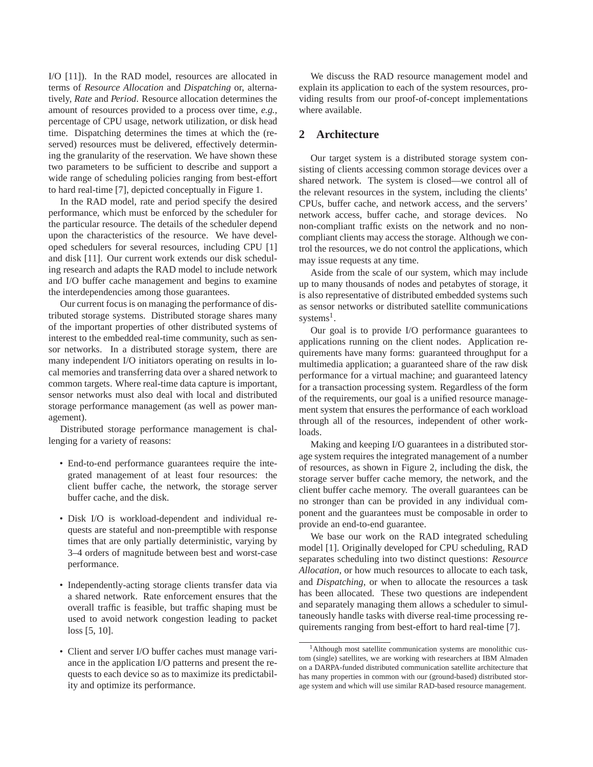I/O [11]). In the RAD model, resources are allocated in terms of *Resource Allocation* and *Dispatching* or, alternatively, *Rate* and *Period*. Resource allocation determines the amount of resources provided to a process over time, *e.g.*, percentage of CPU usage, network utilization, or disk head time. Dispatching determines the times at which the (reserved) resources must be delivered, effectively determining the granularity of the reservation. We have shown these two parameters to be sufficient to describe and support a wide range of scheduling policies ranging from best-effort to hard real-time [7], depicted conceptually in Figure 1.

In the RAD model, rate and period specify the desired performance, which must be enforced by the scheduler for the particular resource. The details of the scheduler depend upon the characteristics of the resource. We have developed schedulers for several resources, including CPU [1] and disk [11]. Our current work extends our disk scheduling research and adapts the RAD model to include network and I/O buffer cache management and begins to examine the interdependencies among those guarantees.

Our current focus is on managing the performance of distributed storage systems. Distributed storage shares many of the important properties of other distributed systems of interest to the embedded real-time community, such as sensor networks. In a distributed storage system, there are many independent I/O initiators operating on results in local memories and transferring data over a shared network to common targets. Where real-time data capture is important, sensor networks must also deal with local and distributed storage performance management (as well as power management).

Distributed storage performance management is challenging for a variety of reasons:

- End-to-end performance guarantees require the integrated management of at least four resources: the client buffer cache, the network, the storage server buffer cache, and the disk.
- Disk I/O is workload-dependent and individual requests are stateful and non-preemptible with response times that are only partially deterministic, varying by 3–4 orders of magnitude between best and worst-case performance.
- Independently-acting storage clients transfer data via a shared network. Rate enforcement ensures that the overall traffic is feasible, but traffic shaping must be used to avoid network congestion leading to packet loss [5, 10].
- Client and server I/O buffer caches must manage variance in the application I/O patterns and present the requests to each device so as to maximize its predictability and optimize its performance.

We discuss the RAD resource management model and explain its application to each of the system resources, providing results from our proof-of-concept implementations where available.

## 2 Architecture

Our target system is a distributed storage system consisting of clients accessing common storage devices over a shared network. The system is closed—we control all of the relevant resources in the system, including the clients' CPUs, buffer cache, and network access, and the servers' network access, buffer cache, and storage devices. No non-compliant traffic exists on the network and no non-compliant clients may access the storage. Although we control the resources, we do not control the applications, which may issue requests at any time.

Aside from the scale of our system, which may include up to many thousands of nodes and petabytes of storage, it is also representative of distributed embedded systems such as sensor networks or distributed satellite communications systems[1].

Our goal is to provide I/O performance guarantees to applications running on the client nodes. Application requirements have many forms: guaranteed throughput for a multimedia application; a guaranteed share of the raw disk performance for a virtual machine; and guaranteed latency for a transaction processing system. Regardless of the form of the requirements, our goal is a unified resource management system that ensures the performance of each workload through all of the resources, independent of other workloads.

Making and keeping I/O guarantees in a distributed storage system requires the integrated management of a number of resources, as shown in Figure 2, including the disk, the storage server buffer cache memory, the network, and the client buffer cache memory. The overall guarantees can be no stronger than can be provided in any individual component and the guarantees must be composable in order to provide an end-to-end guarantee.

We base our work on the RAD integrated scheduling model [1]. Originally developed for CPU scheduling, RAD separates scheduling into two distinct questions: *Resource Allocation*, or how much resources to allocate to each task, and *Dispatching*, or when to allocate the resources a task has been allocated. These two questions are independent and separately managing them allows a scheduler to simultaneously handle tasks with diverse real-time processing requirements ranging from best-effort to hard real-time [7].

[1] Although most satellite communication systems are monolithic custom (single) satellites, we are working with researchers at IBM Almaden on a DARPA-funded distributed communication satellite architecture that has many properties in common with our (ground-based) distributed storage system and which will use similar RAD-based resource management.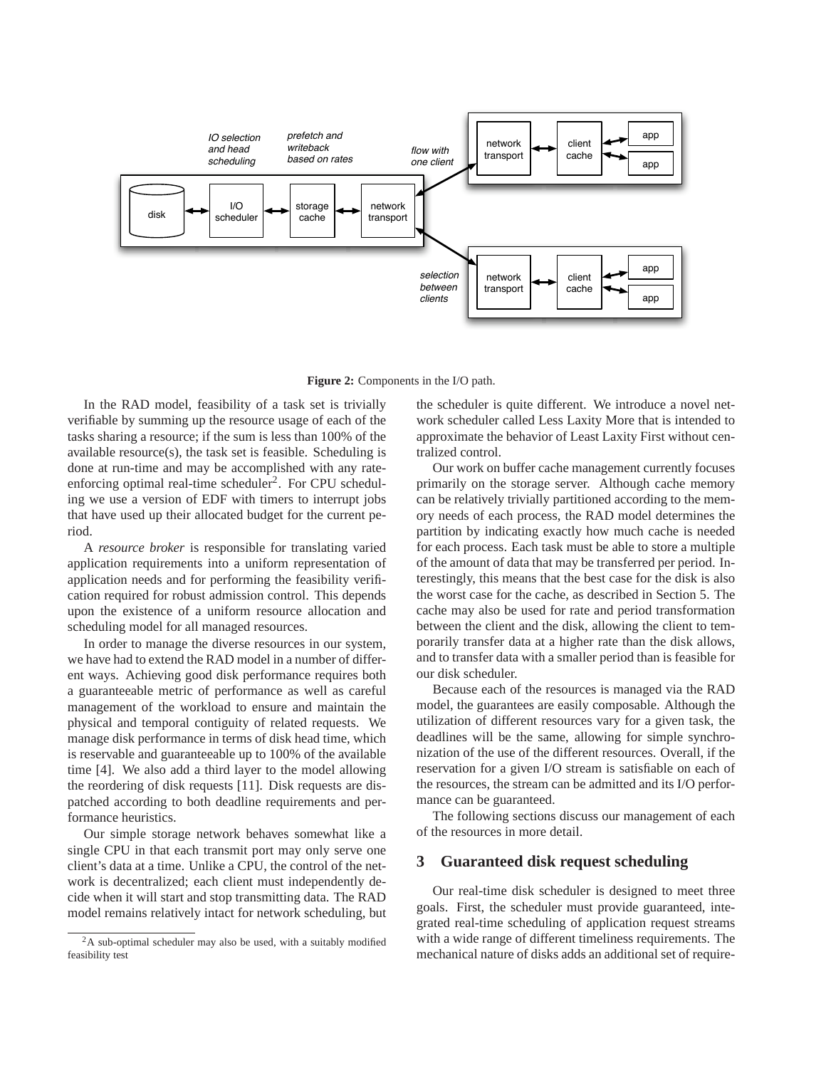**Figure 2:** Components in the I/O path.

In the RAD model, feasibility of a task set is trivially verifiable by summing up the resource usage of each of the tasks sharing a resource; if the sum is less than 100% of the available resource(s), the task set is feasible. Scheduling is done at run-time and may be accomplished with any rate-enforcing optimal real-time scheduler[2]. For CPU scheduling we use a version of EDF with timers to interrupt jobs that have used up their allocated budget for the current period.

A *resource broker* is responsible for translating varied application requirements into a uniform representation of application needs and for performing the feasibility verification required for robust admission control. This depends upon the existence of a uniform resource allocation and scheduling model for all managed resources.

In order to manage the diverse resources in our system, we have had to extend the RAD model in a number of different ways. Achieving good disk performance requires both a guaranteeable metric of performance as well as careful management of the workload to ensure and maintain the physical and temporal contiguity of related requests. We manage disk performance in terms of disk head time, which is reservable and guaranteeable up to 100% of the available time [4]. We also add a third layer to the model allowing the reordering of disk requests [11]. Disk requests are dispatched according to both deadline requirements and performance heuristics.

Our simple storage network behaves somewhat like a single CPU in that each transmit port may only serve one client's data at a time. Unlike a CPU, the control of the network is decentralized; each client must independently decide when it will start and stop transmitting data. The RAD model remains relatively intact for network scheduling, but the scheduler is quite different. We introduce a novel network scheduler called Less Laxity More that is intended to approximate the behavior of Least Laxity First without centralized control.

Our work on buffer cache management currently focuses primarily on the storage server. Although cache memory can be relatively trivially partitioned according to the memory needs of each process, the RAD model determines the partition by indicating exactly how much cache is needed for each process. Each task must be able to store a multiple of the amount of data that may be transferred per period. Interestingly, this means that the best case for the disk is also the worst case for the cache, as described in Section 5. The cache may also be used for rate and period transformation between the client and the disk, allowing the client to temporarily transfer data at a higher rate than the disk allows, and to transfer data with a smaller period than is feasible for our disk scheduler.

Because each of the resources is managed via the RAD model, the guarantees are easily composable. Although the utilization of different resources vary for a given task, the deadlines will be the same, allowing for simple synchronization of the use of the different resources. Overall, if the reservation for a given I/O stream is satisfiable on each of the resources, the stream can be admitted and its I/O performance can be guaranteed.

The following sections discuss our management of each of the resources in more detail.

## 3 Guaranteed disk request scheduling

Our real-time disk scheduler is designed to meet three goals. First, the scheduler must provide guaranteed, integrated real-time scheduling of application request streams with a wide range of different timeliness requirements. The mechanical nature of disks adds an additional set of require-

[2] A sub-optimal scheduler may also be used, with a suitably modified feasibility test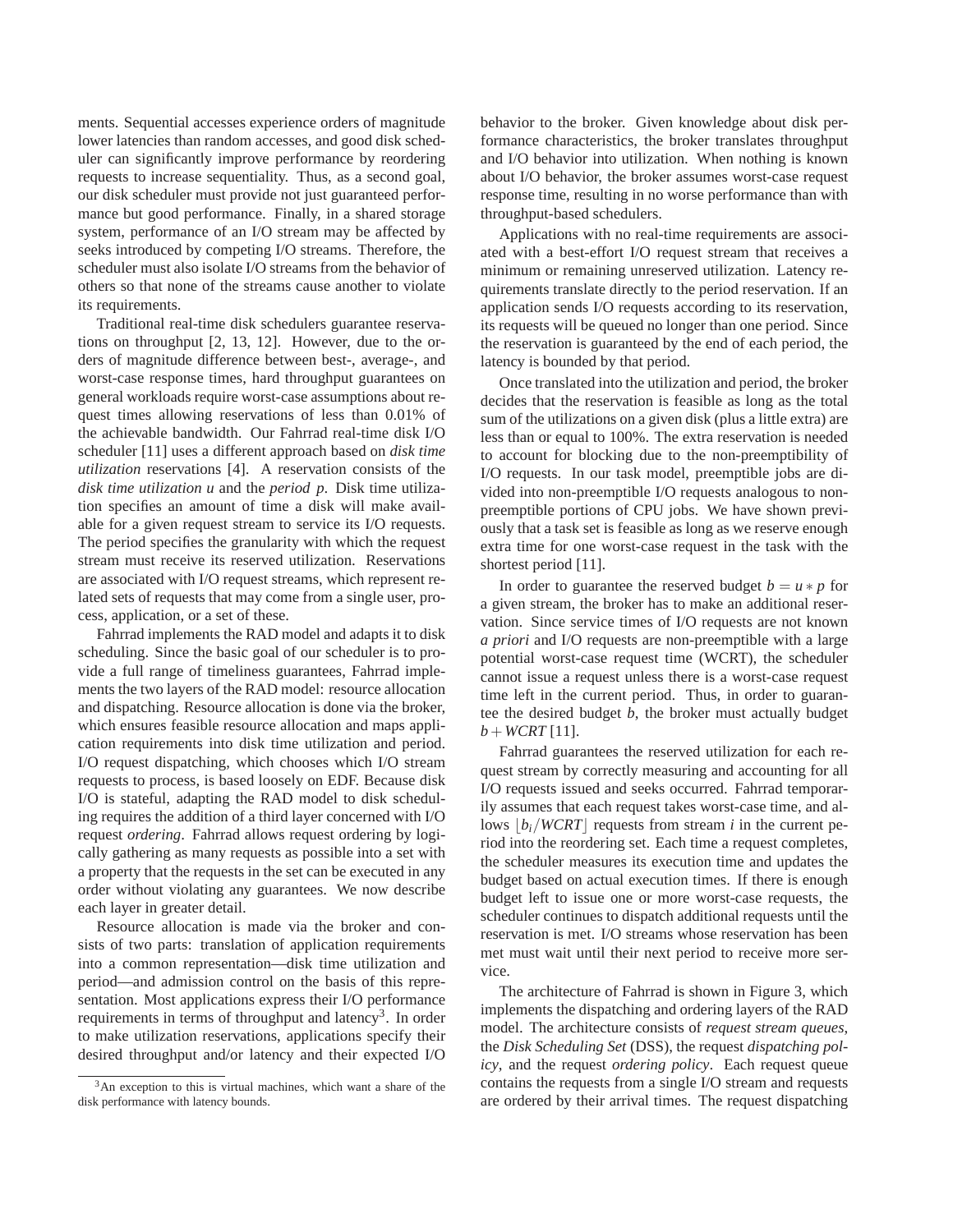ments. Sequential accesses experience orders of magnitude lower latencies than random accesses, and good disk scheduler can significantly improve performance by reordering requests to increase sequentiality. Thus, as a second goal, our disk scheduler must provide not just guaranteed performance but good performance. Finally, in a shared storage system, performance of an I/O stream may be affected by seeks introduced by competing I/O streams. Therefore, the scheduler must also isolate I/O streams from the behavior of others so that none of the streams cause another to violate its requirements.

Traditional real-time disk schedulers guarantee reservations on throughput [2, 13, 12]. However, due to the orders of magnitude difference between best-, average-, and worst-case response times, hard throughput guarantees on general workloads require worst-case assumptions about request times allowing reservations of less than 0.01% of the achievable bandwidth. Our Fahrrad real-time disk I/O scheduler [11] uses a different approach based on *disk time utilization* reservations [4]. A reservation consists of the *disk time utilization* $u$ and the *period* $p$. Disk time utilization specifies an amount of time a disk will make available for a given request stream to service its I/O requests. The period specifies the granularity with which the request stream must receive its reserved utilization. Reservations are associated with I/O request streams, which represent related sets of requests that may come from a single user, process, application, or a set of these.

Fahrrad implements the RAD model and adapts it to disk scheduling. Since the basic goal of our scheduler is to provide a full range of timeliness guarantees, Fahrrad implements the two layers of the RAD model: resource allocation and dispatching. Resource allocation is done via the broker, which ensures feasible resource allocation and maps application requirements into disk time utilization and period. I/O request dispatching, which chooses which I/O stream requests to process, is based loosely on EDF. Because disk I/O is stateful, adapting the RAD model to disk scheduling requires the addition of a third layer concerned with I/O request *ordering*. Fahrrad allows request ordering by logically gathering as many requests as possible into a set with a property that the requests in the set can be executed in any order without violating any guarantees. We now describe each layer in greater detail.

Resource allocation is made via the broker and consists of two parts: translation of application requirements into a common representation—disk time utilization and period—and admission control on the basis of this representation. Most applications express their I/O performance requirements in terms of throughput and latency[3]. In order to make utilization reservations, applications specify their desired throughput and/or latency and their expected I/O behavior to the broker. Given knowledge about disk performance characteristics, the broker translates throughput and I/O behavior into utilization. When nothing is known about I/O behavior, the broker assumes worst-case request response time, resulting in no worse performance than with throughput-based schedulers.

Applications with no real-time requirements are associated with a best-effort I/O request stream that receives a minimum or remaining unreserved utilization. Latency requirements translate directly to the period reservation. If an application sends I/O requests according to its reservation, its requests will be queued no longer than one period. Since the reservation is guaranteed by the end of each period, the latency is bounded by that period.

Once translated into the utilization and period, the broker decides that the reservation is feasible as long as the total sum of the utilizations on a given disk (plus a little extra) are less than or equal to 100%. The extra reservation is needed to account for blocking due to the non-preemptibility of I/O requests. In our task model, preemptible jobs are divided into non-preemptible I/O requests analogous to non-preemptible portions of CPU jobs. We have shown previously that a task set is feasible as long as we reserve enough extra time for one worst-case request in the task with the shortest period [11].

In order to guarantee the reserved budget $b = u * p$ for a given stream, the broker has to make an additional reservation. Since service times of I/O requests are not known *a priori* and I/O requests are non-preemptible with a large potential worst-case request time (WCRT), the scheduler cannot issue a request unless there is a worst-case request time left in the current period. Thus, in order to guarantee the desired budget $b$, the broker must actually budget $b + WCRT$ [11].

Fahrrad guarantees the reserved utilization for each request stream by correctly measuring and accounting for all I/O requests issued and seeks occurred. Fahrrad temporarily assumes that each request takes worst-case time, and allows $\lfloor b_i/WCRT \rfloor$ requests from stream $i$ in the current period into the reordering set. Each time a request completes, the scheduler measures its execution time and updates the budget based on actual execution times. If there is enough budget left to issue one or more worst-case requests, the scheduler continues to dispatch additional requests until the reservation is met. I/O streams whose reservation has been met must wait until their next period to receive more service.

The architecture of Fahrrad is shown in Figure 3, which implements the dispatching and ordering layers of the RAD model. The architecture consists of *request stream queues*, the *Disk Scheduling Set* (DSS), the request *dispatching policy*, and the request *ordering policy*. Each request queue contains the requests from a single I/O stream and requests are ordered by their arrival times. The request dispatching

[3] An exception to this is virtual machines, which want a share of the disk performance with latency bounds.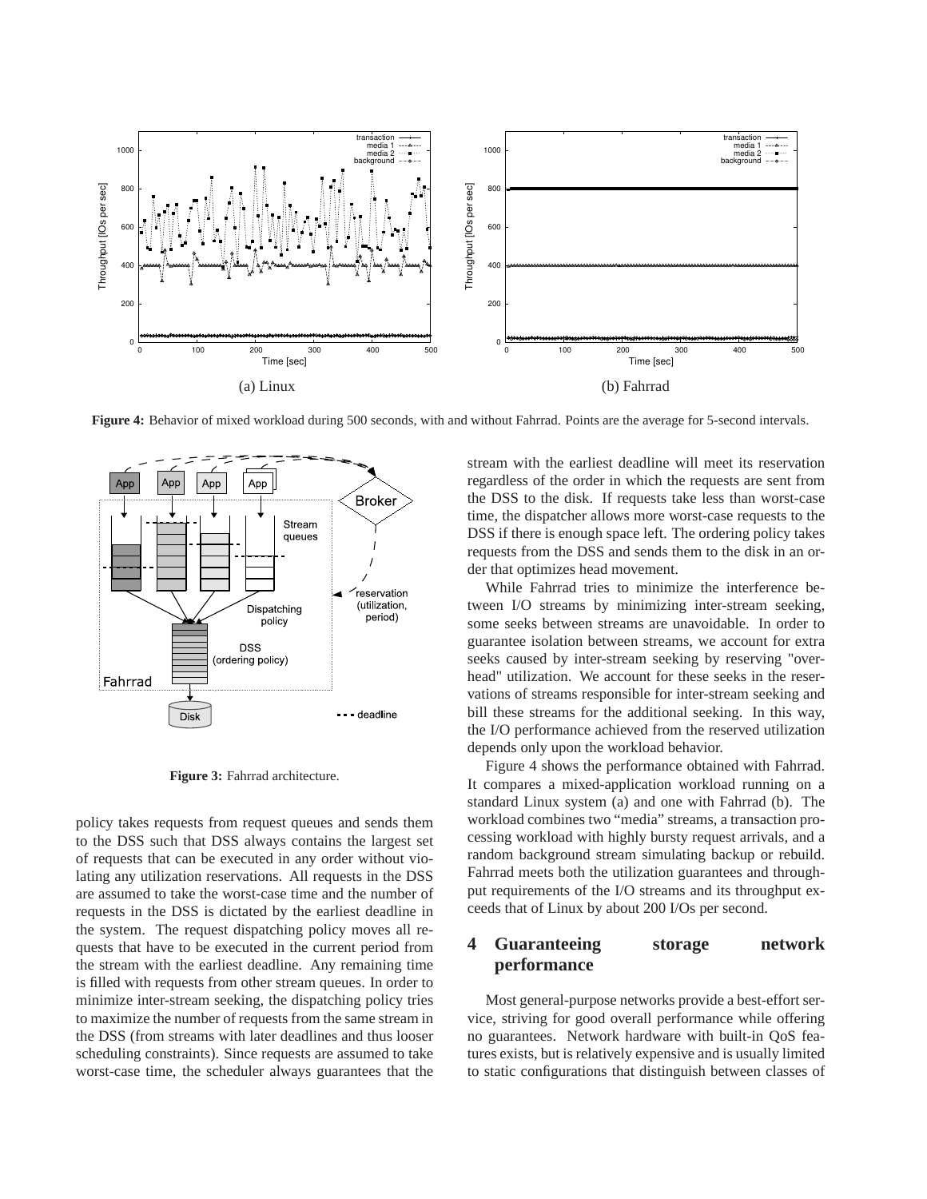(a) Linux

(b) Fahrrad

**Figure 4:** Behavior of mixed workload during 500 seconds, with and without Fahrrad. Points are the average for 5-second intervals.

**Figure 3:** Fahrrad architecture.

policy takes requests from request queues and sends them to the DSS such that DSS always contains the largest set of requests that can be executed in any order without violating any utilization reservations. All requests in the DSS are assumed to take the worst-case time and the number of requests in the DSS is dictated by the earliest deadline in the system. The request dispatching policy moves all requests that have to be executed in the current period from the stream with the earliest deadline. Any remaining time is filled with requests from other stream queues. In order to minimize inter-stream seeking, the dispatching policy tries to maximize the number of requests from the same stream in the DSS (from streams with later deadlines and thus looser scheduling constraints). Since requests are assumed to take worst-case time, the scheduler always guarantees that the stream with the earliest deadline will meet its reservation regardless of the order in which the requests are sent from the DSS to the disk. If requests take less than worst-case time, the dispatcher allows more worst-case requests to the DSS if there is enough space left. The ordering policy takes requests from the DSS and sends them to the disk in an order that optimizes head movement.

While Fahrrad tries to minimize the interference between I/O streams by minimizing inter-stream seeking, some seeks between streams are unavoidable. In order to guarantee isolation between streams, we account for extra seeks caused by inter-stream seeking by reserving "overhead" utilization. We account for these seeks in the reservations of streams responsible for inter-stream seeking and bill these streams for the additional seeking. In this way, the I/O performance achieved from the reserved utilization depends only upon the workload behavior.

Figure 4 shows the performance obtained with Fahrrad. It compares a mixed-application workload running on a standard Linux system (a) and one with Fahrrad (b). The workload combines two "media" streams, a transaction processing workload with highly bursty request arrivals, and a random background stream simulating backup or rebuild. Fahrrad meets both the utilization guarantees and throughput requirements of the I/O streams and its throughput exceeds that of Linux by about 200 I/Os per second.

## 4 Guaranteeing storage network performance

Most general-purpose networks provide a best-effort service, striving for good overall performance while offering no guarantees. Network hardware with built-in QoS features exists, but is relatively expensive and is usually limited to static configurations that distinguish between classes of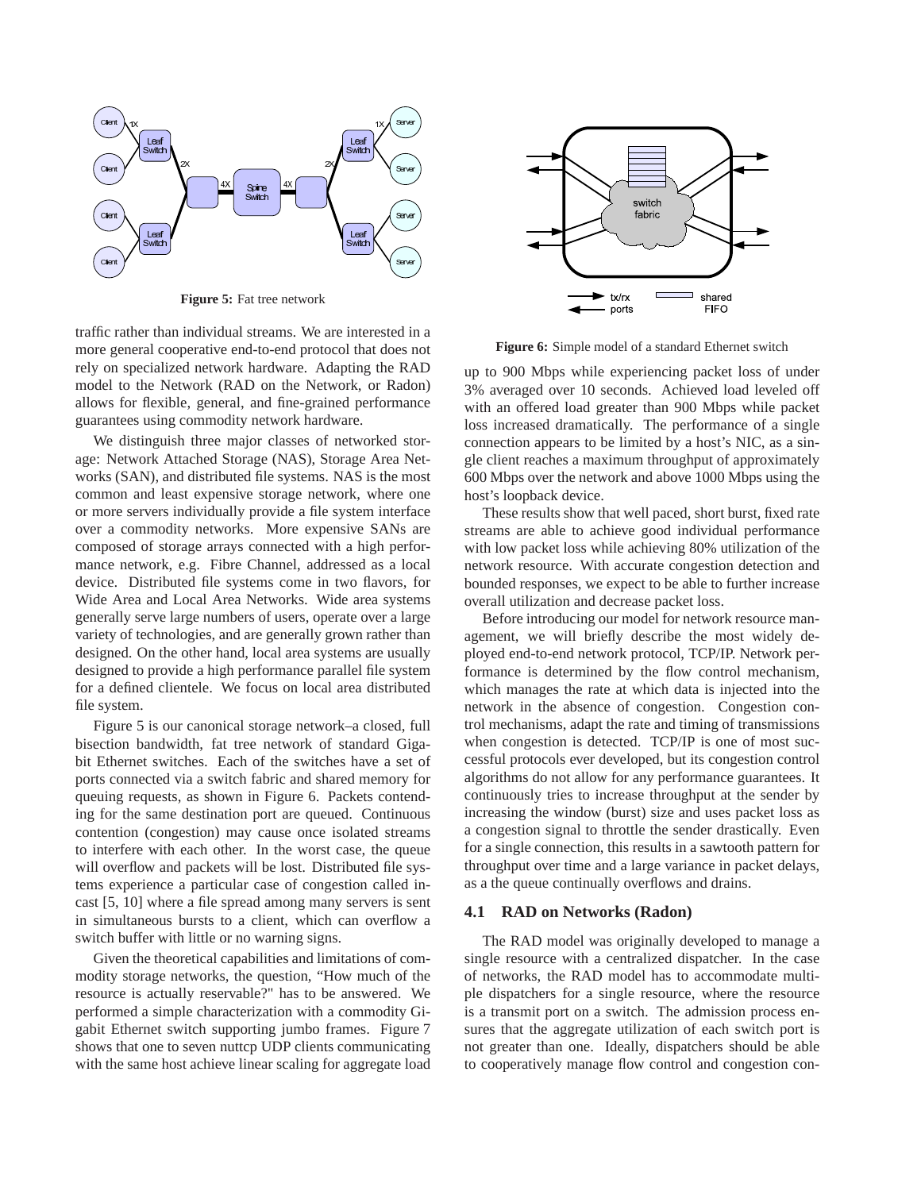**Figure 5:** Fat tree network

traffic rather than individual streams. We are interested in a more general cooperative end-to-end protocol that does not rely on specialized network hardware. Adapting the RAD model to the Network (RAD on the Network, or Radon) allows for flexible, general, and fine-grained performance guarantees using commodity network hardware.

We distinguish three major classes of networked storage: Network Attached Storage (NAS), Storage Area Networks (SAN), and distributed file systems. NAS is the most common and least expensive storage network, where one or more servers individually provide a file system interface over a commodity networks. More expensive SANs are composed of storage arrays connected with a high performance network, e.g. Fibre Channel, addressed as a local device. Distributed file systems come in two flavors, for Wide Area and Local Area Networks. Wide area systems generally serve large numbers of users, operate over a large variety of technologies, and are generally grown rather than designed. On the other hand, local area systems are usually designed to provide a high performance parallel file system for a defined clientele. We focus on local area distributed file system.

Figure 5 is our canonical storage network–a closed, full bisection bandwidth, fat tree network of standard Gigabit Ethernet switches. Each of the switches have a set of ports connected via a switch fabric and shared memory for queuing requests, as shown in Figure 6. Packets contending for the same destination port are queued. Continuous contention (congestion) may cause once isolated streams to interfere with each other. In the worst case, the queue will overflow and packets will be lost. Distributed file systems experience a particular case of congestion called incast [5, 10] where a file spread among many servers is sent in simultaneous bursts to a client, which can overflow a switch buffer with little or no warning signs.

Given the theoretical capabilities and limitations of commodity storage networks, the question, "How much of the resource is actually reservable?" has to be answered. We performed a simple characterization with a commodity Gigabit Ethernet switch supporting jumbo frames. Figure 7 shows that one to seven nuttcp UDP clients communicating with the same host achieve linear scaling for aggregate load

**Figure 6:** Simple model of a standard Ethernet switch

up to 900 Mbps while experiencing packet loss of under 3% averaged over 10 seconds. Achieved load leveled off with an offered load greater than 900 Mbps while packet loss increased dramatically. The performance of a single connection appears to be limited by a host's NIC, as a single client reaches a maximum throughput of approximately 600 Mbps over the network and above 1000 Mbps using the host's loopback device.

These results show that well paced, short burst, fixed rate streams are able to achieve good individual performance with low packet loss while achieving 80% utilization of the network resource. With accurate congestion detection and bounded responses, we expect to be able to further increase overall utilization and decrease packet loss.

Before introducing our model for network resource management, we will briefly describe the most widely deployed end-to-end network protocol, TCP/IP. Network performance is determined by the flow control mechanism, which manages the rate at which data is injected into the network in the absence of congestion. Congestion control mechanisms, adapt the rate and timing of transmissions when congestion is detected. TCP/IP is one of most successful protocols ever developed, but its congestion control algorithms do not allow for any performance guarantees. It continuously tries to increase throughput at the sender by increasing the window (burst) size and uses packet loss as a congestion signal to throttle the sender drastically. Even for a single connection, this results in a sawtooth pattern for throughput over time and a large variance in packet delays, as a the queue continually overflows and drains.

### 4.1 RAD on Networks (Radon)

The RAD model was originally developed to manage a single resource with a centralized dispatcher. In the case of networks, the RAD model has to accommodate multiple dispatchers for a single resource, where the resource is a transmit port on a switch. The admission process ensures that the aggregate utilization of each switch port is not greater than one. Ideally, dispatchers should be able to cooperatively manage flow control and congestion con-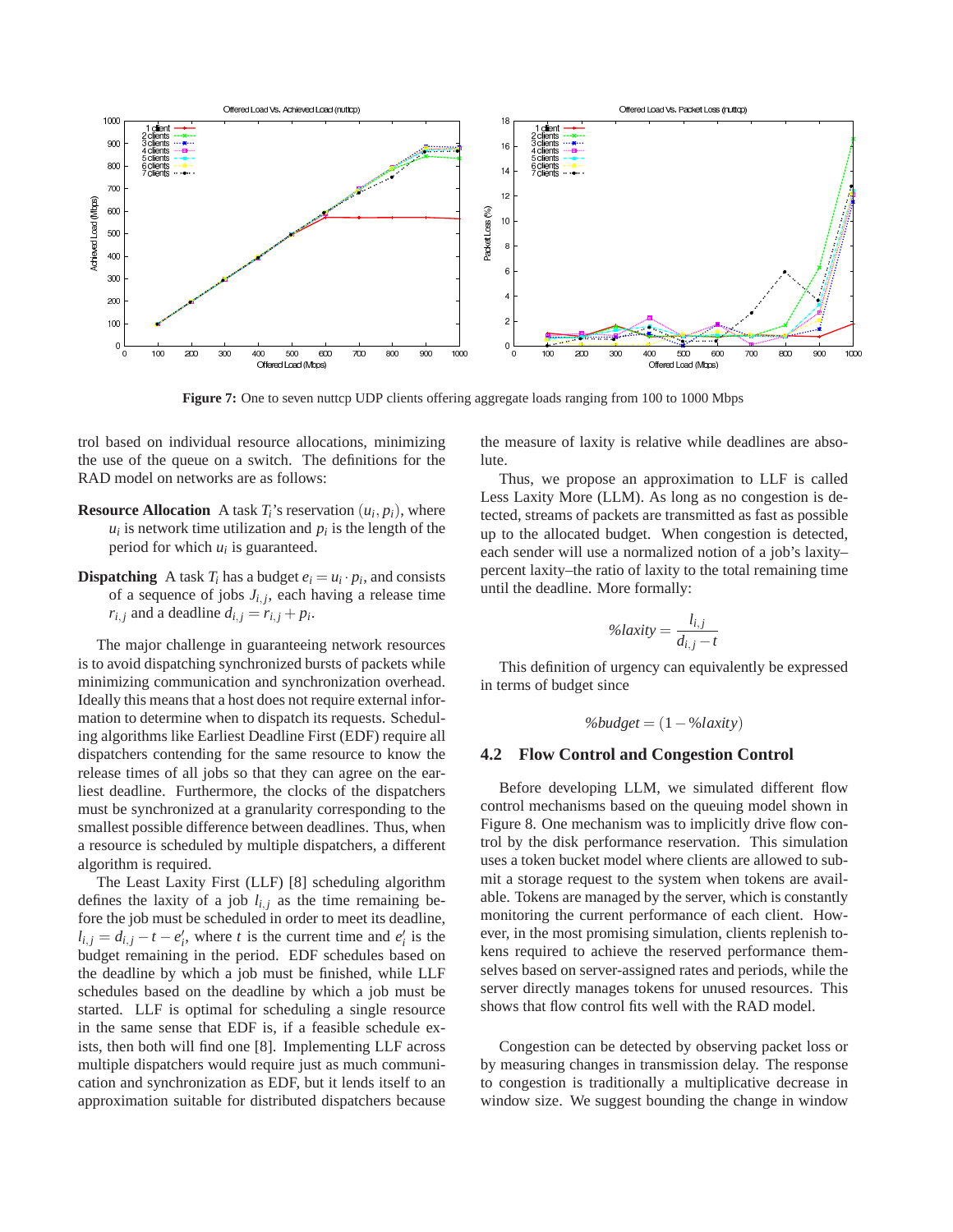**Figure 7:** One to seven nuttcp UDP clients offering aggregate loads ranging from 100 to 1000 Mbps

trol based on individual resource allocations, minimizing the use of the queue on a switch. The definitions for the RAD model on networks are as follows:

**Resource Allocation** A task $T_i$'s reservation $(u_i, p_i)$, where $u_i$ is network time utilization and $p_i$ is the length of the period for which $u_i$ is guaranteed.

**Dispatching** A task $T_i$ has a budget $e_i = u_i \cdot p_i$, and consists of a sequence of jobs $J_{i,j}$, each having a release time $r_{i,j}$ and a deadline $d_{i,j} = r_{i,j} + p_i$.

The major challenge in guaranteeing network resources is to avoid dispatching synchronized bursts of packets while minimizing communication and synchronization overhead. Ideally this means that a host does not require external information to determine when to dispatch its requests. Scheduling algorithms like Earliest Deadline First (EDF) require all dispatchers contending for the same resource to know the release times of all jobs so that they can agree on the earliest deadline. Furthermore, the clocks of the dispatchers must be synchronized at a granularity corresponding to the smallest possible difference between deadlines. Thus, when a resource is scheduled by multiple dispatchers, a different algorithm is required.

The Least Laxity First (LLF) [8] scheduling algorithm defines the laxity of a job $l_{i,j}$ as the time remaining before the job must be scheduled in order to meet its deadline, $l_{i,j} = d_{i,j} - t - e'_i$, where $t$ is the current time and $e'_i$ is the budget remaining in the period. EDF schedules based on the deadline by which a job must be finished, while LLF schedules based on the deadline by which a job must be started. LLF is optimal for scheduling a single resource in the same sense that EDF is, if a feasible schedule exists, then both will find one [8]. Implementing LLF across multiple dispatchers would require just as much communication and synchronization as EDF, but it lends itself to an approximation suitable for distributed dispatchers because the measure of laxity is relative while deadlines are absolute.

Thus, we propose an approximation to LLF is called Less Laxity More (LLM). As long as no congestion is detected, streams of packets are transmitted as fast as possible up to the allocated budget. When congestion is detected, each sender will use a normalized notion of a job's laxity–percent laxity–the ratio of laxity to the total remaining time until the deadline. More formally:

$$\%laxity = \frac{l_{i,j}}{d_{i,j} - t}$$

This definition of urgency can equivalently be expressed in terms of budget since

$$\%budget = (1 - \%laxity)$$

### 4.2 Flow Control and Congestion Control

Before developing LLM, we simulated different flow control mechanisms based on the queuing model shown in Figure 8. One mechanism was to implicitly drive flow control by the disk performance reservation. This simulation uses a token bucket model where clients are allowed to submit a storage request to the system when tokens are available. Tokens are managed by the server, which is constantly monitoring the current performance of each client. However, in the most promising simulation, clients replenish tokens required to achieve the reserved performance themselves based on server-assigned rates and periods, while the server directly manages tokens for unused resources. This shows that flow control fits well with the RAD model.

Congestion can be detected by observing packet loss or by measuring changes in transmission delay. The response to congestion is traditionally a multiplicative decrease in window size. We suggest bounding the change in window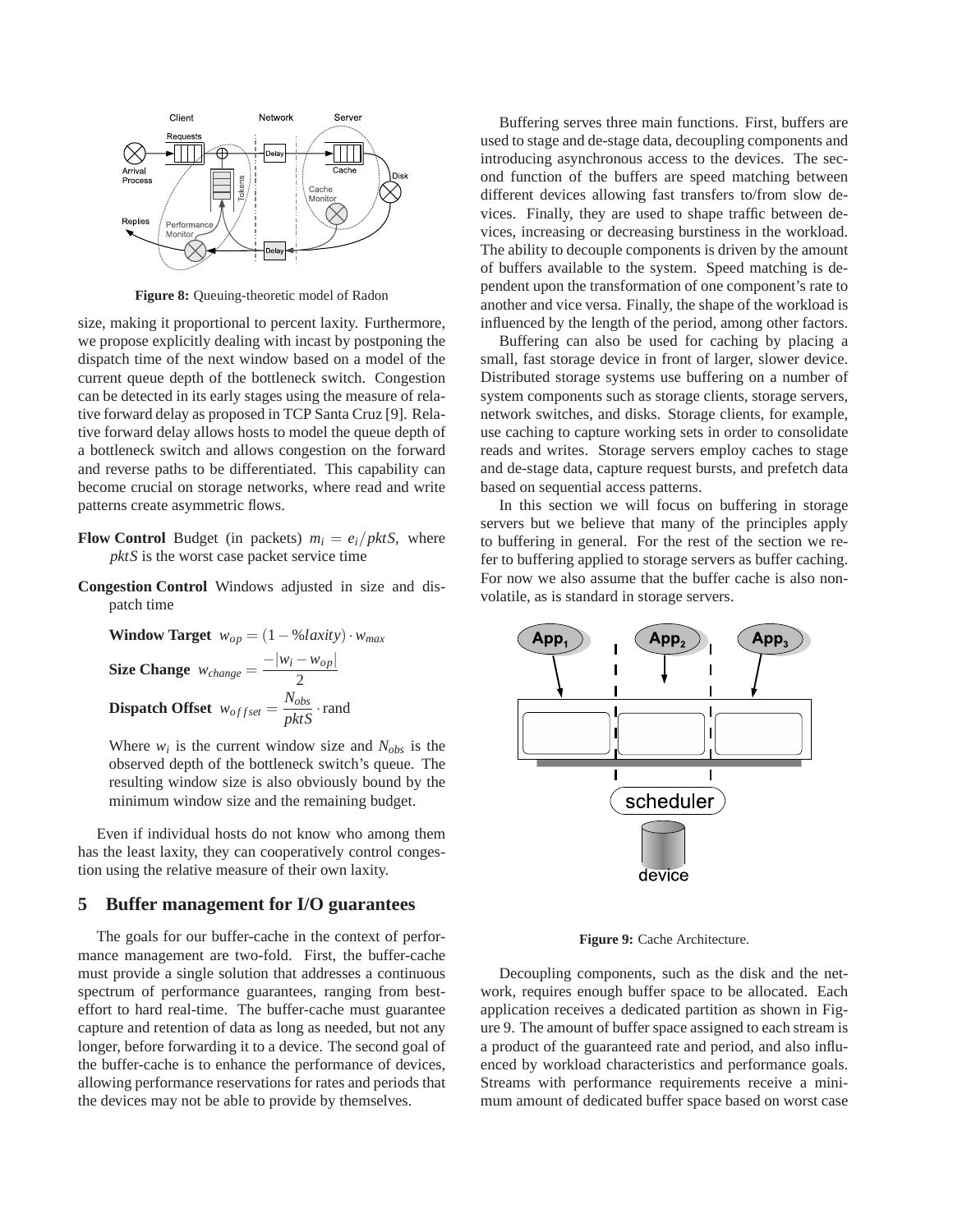Figure 8: Queuing-theoretic model of Radon

size, making it proportional to percent laxity. Furthermore, we propose explicitly dealing with incast by postponing the dispatch time of the next window based on a model of the current queue depth of the bottleneck switch. Congestion can be detected in its early stages using the measure of relative forward delay as proposed in TCP Santa Cruz [9]. Relative forward delay allows hosts to model the queue depth of a bottleneck switch and allows congestion on the forward and reverse paths to be differentiated. This capability can become crucial on storage networks, where read and write patterns create asymmetric flows.

**Flow Control** Budget (in packets) $m_i = e_i/pktS$, where $pktS$ is the worst case packet service time

**Congestion Control** Windows adjusted in size and dispatch time

**Window Target** $w_{op} = (1 - \%laxity) \cdot w_{max}$

**Size Change** $w_{change} = \frac{-|w_i - w_{op}|}{2}$

**Dispatch Offset** $w_{offset} = \frac{N_{obs}}{pktS} \cdot \text{rand}$

Where $w_i$ is the current window size and $N_{obs}$ is the observed depth of the bottleneck switch's queue. The resulting window size is also obviously bound by the minimum window size and the remaining budget.

Even if individual hosts do not know who among them has the least laxity, they can cooperatively control congestion using the relative measure of their own laxity.

## 5 Buffer management for I/O guarantees

The goals for our buffer-cache in the context of performance management are two-fold. First, the buffer-cache must provide a single solution that addresses a continuous spectrum of performance guarantees, ranging from best-effort to hard real-time. The buffer-cache must guarantee capture and retention of data as long as needed, but not any longer, before forwarding it to a device. The second goal of the buffer-cache is to enhance the performance of devices, allowing performance reservations for rates and periods that the devices may not be able to provide by themselves.

Buffering serves three main functions. First, buffers are used to stage and de-stage data, decoupling components and introducing asynchronous access to the devices. The second function of the buffers are speed matching between different devices allowing fast transfers to/from slow devices. Finally, they are used to shape traffic between devices, increasing or decreasing burstiness in the workload. The ability to decouple components is driven by the amount of buffers available to the system. Speed matching is dependent upon the transformation of one component's rate to another and vice versa. Finally, the shape of the workload is influenced by the length of the period, among other factors.

Buffering can also be used for caching by placing a small, fast storage device in front of larger, slower device. Distributed storage systems use buffering on a number of system components such as storage clients, storage servers, network switches, and disks. Storage clients, for example, use caching to capture working sets in order to consolidate reads and writes. Storage servers employ caches to stage and de-stage data, capture request bursts, and prefetch data based on sequential access patterns.

In this section we will focus on buffering in storage servers but we believe that many of the principles apply to buffering in general. For the rest of the section we refer to buffering applied to storage servers as buffer caching. For now we also assume that the buffer cache is also non-volatile, as is standard in storage servers.

Figure 9: Cache Architecture.

Decoupling components, such as the disk and the network, requires enough buffer space to be allocated. Each application receives a dedicated partition as shown in Figure 9. The amount of buffer space assigned to each stream is a product of the guaranteed rate and period, and also influenced by workload characteristics and performance goals. Streams with performance requirements receive a minimum amount of dedicated buffer space based on worst case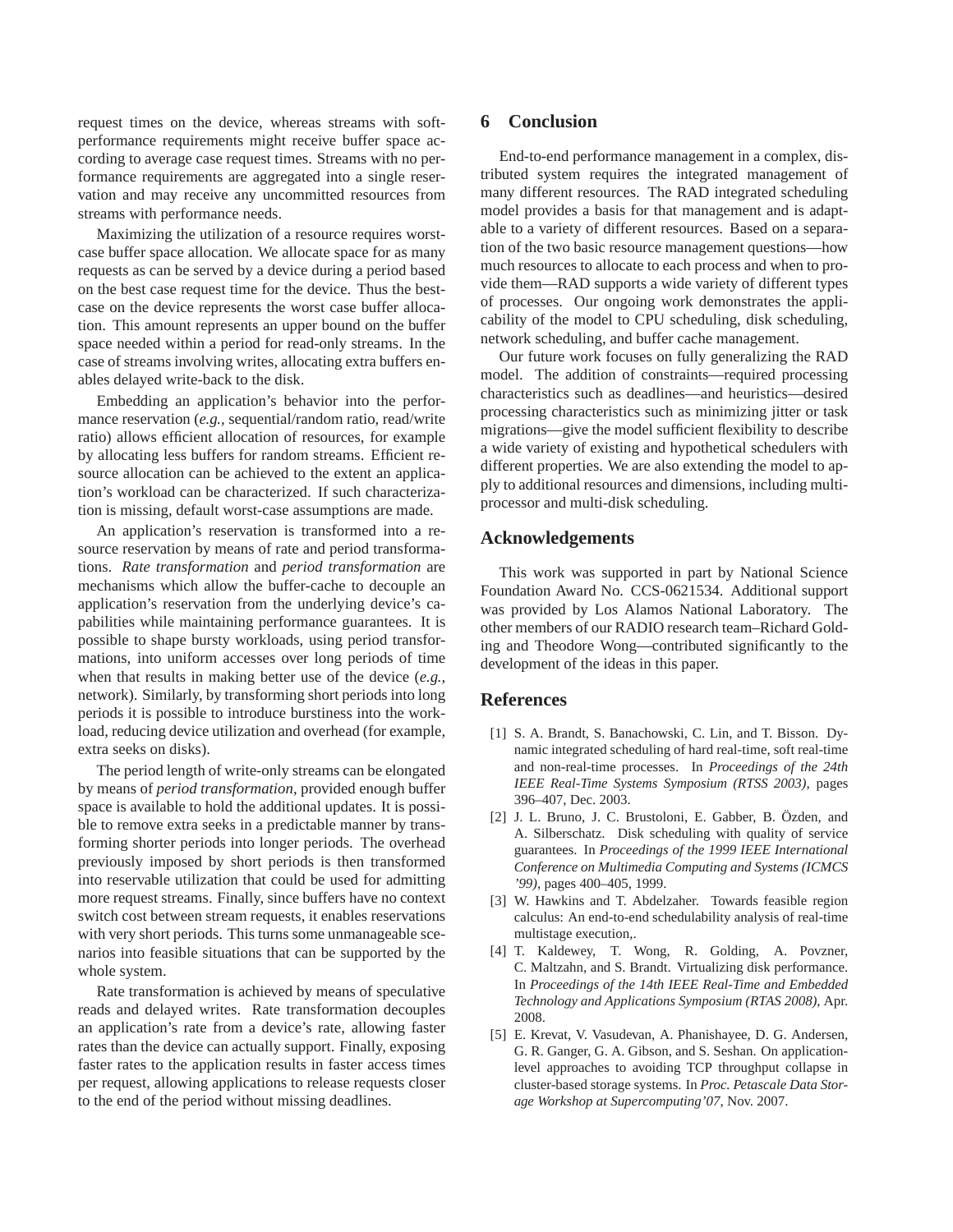request times on the device, whereas streams with soft-performance requirements might receive buffer space according to average case request times. Streams with no performance requirements are aggregated into a single reservation and may receive any uncommitted resources from streams with performance needs.

Maximizing the utilization of a resource requires worst-case buffer space allocation. We allocate space for as many requests as can be served by a device during a period based on the best case request time for the device. Thus the best-case on the device represents the worst case buffer allocation. This amount represents an upper bound on the buffer space needed within a period for read-only streams. In the case of streams involving writes, allocating extra buffers enables delayed write-back to the disk.

Embedding an application's behavior into the performance reservation (*e.g.*, sequential/random ratio, read/write ratio) allows efficient allocation of resources, for example by allocating less buffers for random streams. Efficient resource allocation can be achieved to the extent an application's workload can be characterized. If such characterization is missing, default worst-case assumptions are made.

An application's reservation is transformed into a resource reservation by means of rate and period transformations. *Rate transformation* and *period transformation* are mechanisms which allow the buffer-cache to decouple an application's reservation from the underlying device's capabilities while maintaining performance guarantees. It is possible to shape bursty workloads, using period transformations, into uniform accesses over long periods of time when that results in making better use of the device (*e.g.*, network). Similarly, by transforming short periods into long periods it is possible to introduce burstiness into the workload, reducing device utilization and overhead (for example, extra seeks on disks).

The period length of write-only streams can be elongated by means of *period transformation*, provided enough buffer space is available to hold the additional updates. It is possible to remove extra seeks in a predictable manner by transforming shorter periods into longer periods. The overhead previously imposed by short periods is then transformed into reservable utilization that could be used for admitting more request streams. Finally, since buffers have no context switch cost between stream requests, it enables reservations with very short periods. This turns some unmanageable scenarios into feasible situations that can be supported by the whole system.

Rate transformation is achieved by means of speculative reads and delayed writes. Rate transformation decouples an application's rate from a device's rate, allowing faster rates than the device can actually support. Finally, exposing faster rates to the application results in faster access times per request, allowing applications to release requests closer to the end of the period without missing deadlines.

## 6 Conclusion

End-to-end performance management in a complex, distributed system requires the integrated management of many different resources. The RAD integrated scheduling model provides a basis for that management and is adaptable to a variety of different resources. Based on a separation of the two basic resource management questions—how much resources to allocate to each process and when to provide them—RAD supports a wide variety of different types of processes. Our ongoing work demonstrates the applicability of the model to CPU scheduling, disk scheduling, network scheduling, and buffer cache management.

Our future work focuses on fully generalizing the RAD model. The addition of constraints—required processing characteristics such as deadlines—and heuristics—desired processing characteristics such as minimizing jitter or task migrations—give the model sufficient flexibility to describe a wide variety of existing and hypothetical schedulers with different properties. We are also extending the model to apply to additional resources and dimensions, including multi-processor and multi-disk scheduling.

## Acknowledgements

This work was supported in part by National Science Foundation Award No. CCS-0621534. Additional support was provided by Los Alamos National Laboratory. The other members of our RADIO research team–Richard Golding and Theodore Wong—contributed significantly to the development of the ideas in this paper.

## References

[1] S. A. Brandt, S. Banachowski, C. Lin, and T. Bisson. Dynamic integrated scheduling of hard real-time, soft real-time and non-real-time processes. In *Proceedings of the 24th IEEE Real-Time Systems Symposium (RTSS 2003)*, pages 396–407, Dec. 2003.

[2] J. L. Bruno, J. C. Brustoloni, E. Gabber, B. Özden, and A. Silberschatz. Disk scheduling with quality of service guarantees. In *Proceedings of the 1999 IEEE International Conference on Multimedia Computing and Systems (ICMCS '99)*, pages 400–405, 1999.

[3] W. Hawkins and T. Abdelzaher. Towards feasible region calculus: An end-to-end schedulability analysis of real-time multistage execution,.

[4] T. Kaldewey, T. Wong, R. Golding, A. Povzner, C. Maltzahn, and S. Brandt. Virtualizing disk performance. In *Proceedings of the 14th IEEE Real-Time and Embedded Technology and Applications Symposium (RTAS 2008)*, Apr. 2008.

[5] E. Krevat, V. Vasudevan, A. Phanishayee, D. G. Andersen, G. R. Ganger, G. A. Gibson, and S. Seshan. On application-level approaches to avoiding TCP throughput collapse in cluster-based storage systems. In *Proc. Petascale Data Storage Workshop at Supercomputing'07*, Nov. 2007.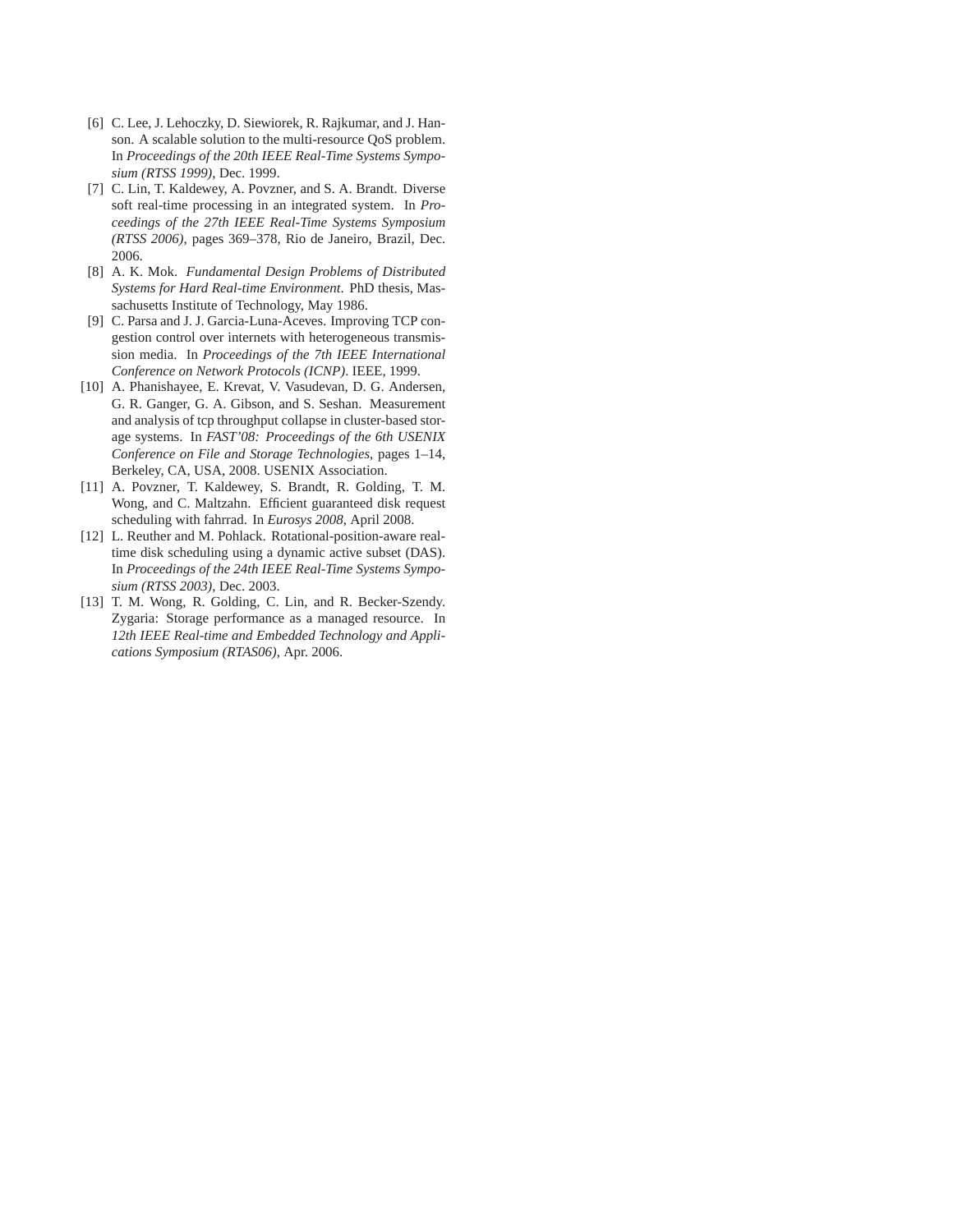[6] C. Lee, J. Lehoczky, D. Siewiorek, R. Rajkumar, and J. Hanson. A scalable solution to the multi-resource QoS problem. In *Proceedings of the 20th IEEE Real-Time Systems Symposium (RTSS 1999)*, Dec. 1999.

[7] C. Lin, T. Kaldewey, A. Povzner, and S. A. Brandt. Diverse soft real-time processing in an integrated system. In *Proceedings of the 27th IEEE Real-Time Systems Symposium (RTSS 2006)*, pages 369–378, Rio de Janeiro, Brazil, Dec. 2006.

[8] A. K. Mok. *Fundamental Design Problems of Distributed Systems for Hard Real-time Environment*. PhD thesis, Massachusetts Institute of Technology, May 1986.

[9] C. Parsa and J. J. Garcia-Luna-Aceves. Improving TCP congestion control over internets with heterogeneous transmission media. In *Proceedings of the 7th IEEE International Conference on Network Protocols (ICNP)*. IEEE, 1999.

[10] A. Phanishayee, E. Krevat, V. Vasudevan, D. G. Andersen, G. R. Ganger, G. A. Gibson, and S. Seshan. Measurement and analysis of tcp throughput collapse in cluster-based storage systems. In *FAST'08: Proceedings of the 6th USENIX Conference on File and Storage Technologies*, pages 1–14, Berkeley, CA, USA, 2008. USENIX Association.

[11] A. Povzner, T. Kaldewey, S. Brandt, R. Golding, T. M. Wong, and C. Maltzahn. Efficient guaranteed disk request scheduling with fahrrad. In *Eurosys 2008*, April 2008.

[12] L. Reuther and M. Pohlack. Rotational-position-aware real-time disk scheduling using a dynamic active subset (DAS). In *Proceedings of the 24th IEEE Real-Time Systems Symposium (RTSS 2003)*, Dec. 2003.

[13] T. M. Wong, R. Golding, C. Lin, and R. Becker-Szendy. Zygaria: Storage performance as a managed resource. In *12th IEEE Real-time and Embedded Technology and Applications Symposium (RTAS06)*, Apr. 2006.